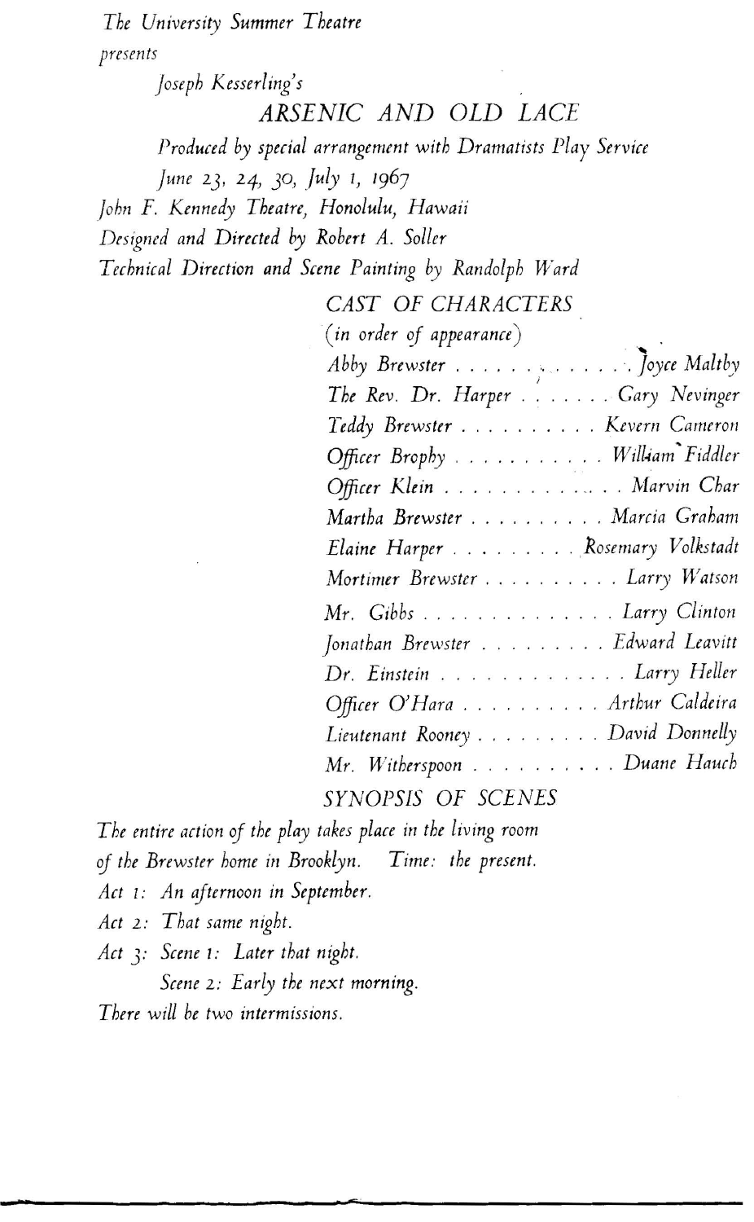*The University Summer Theatre*

*presents*

*Joseph Kesserling's*

# *ARSENIC AND OLD LACE*

*Produced by special arrangement with Dramatists Play Service*

*June 23, 24, 30, July 1, 1967*

*John F. Kennedy Theatre, Honolulu, Hawaii*

*Designed and Directed by Robert A. Soller*

*Technical Direction and Scene Painting by Randolph Ward*

## *CAST OF CHARACTERS*

*(in order of appearance)*

*Abby Brewster* . . . . . . . . . . . . . *Joyce Maltby*
*The Rev. Dr. Harper* . . . . . . . *Gary Nevinger*
*Teddy Brewster* . . . . . . . . . . *Kevern Cameron*
*Officer Brophy* . . . . . . . . . . . *William Fiddler*
*Officer Klein* . . . . . . . . . . . . . *Marvin Char*
*Martha Brewster* . . . . . . . . . . *Marcia Graham*
*Elaine Harper* . . . . . . . . . *Rosemary Volkstadt*
*Mortimer Brewster* . . . . . . . . . . *Larry Watson*
*Mr. Gibbs* . . . . . . . . . . . . . . *Larry Clinton*
*Jonathan Brewster* . . . . . . . . . *Edward Leavitt*
*Dr. Einstein* . . . . . . . . . . . . . *Larry Heller*
*Officer O'Hara* . . . . . . . . . . *Arthur Caldeira*
*Lieutenant Rooney* . . . . . . . . . *David Donnelly*
*Mr. Witherspoon* . . . . . . . . . . *Duane Hauch*

## *SYNOPSIS OF SCENES*

*The entire action of the play takes place in the living room of the Brewster home in Brooklyn. Time: the present.*

*Act 1: An afternoon in September.*

*Act 2: That same night.*

*Act 3: Scene 1: Later that night.*
*Scene 2: Early the next morning.*

*There will be two intermissions.*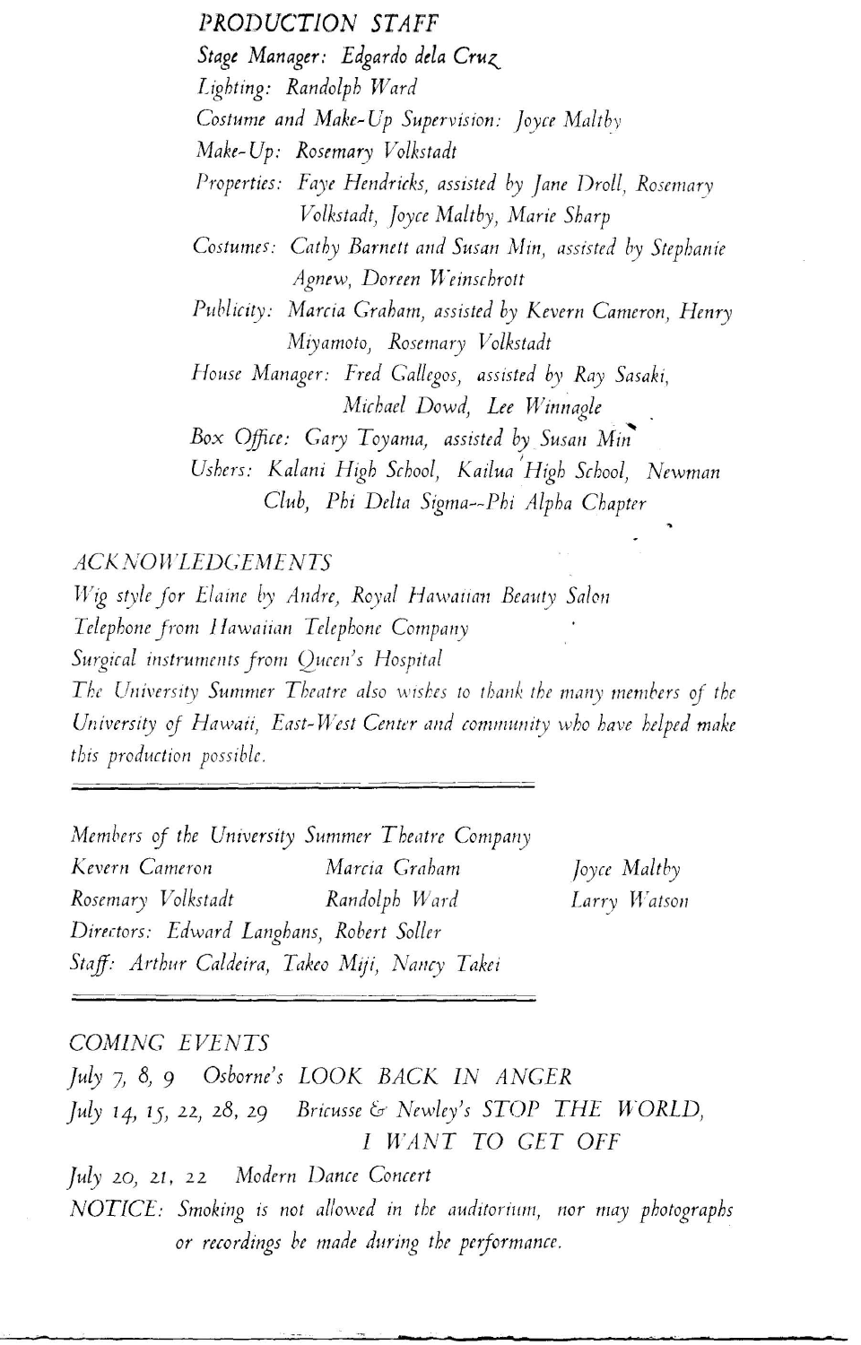## PRODUCTION STAFF

*Stage Manager:* Edgardo dela Cruz
*Lighting:* Randolph Ward
*Costume and Make-Up Supervision:* Joyce Maltby
*Make-Up:* Rosemary Volkstadt
*Properties:* Faye Hendricks, assisted by Jane Droll, Rosemary Volkstadt, Joyce Maltby, Marie Sharp
*Costumes:* Cathy Barnett and Susan Min, assisted by Stephanie Agnew, Doreen Weinschrott
*Publicity:* Marcia Graham, assisted by Kevern Cameron, Henry Miyamoto, Rosemary Volkstadt
*House Manager:* Fred Gallegos, assisted by Ray Sasaki, Michael Dowd, Lee Winnagle
*Box Office:* Gary Toyama, assisted by Susan Min
*Ushers:* Kalani High School, Kailua High School, Newman Club, Phi Delta Sigma--Phi Alpha Chapter

## ACKNOWLEDGEMENTS

*Wig style for Elaine by Andre, Royal Hawaiian Beauty Salon*
*Telephone from Hawaiian Telephone Company*
*Surgical instruments from Queen's Hospital*
*The University Summer Theatre also wishes to thank the many members of the University of Hawaii, East-West Center and community who have helped make this production possible.*

---

*Members of the University Summer Theatre Company*

Kevern Cameron, Marcia Graham, Joyce Maltby, Rosemary Volkstadt, Randolph Ward, Larry Watson

*Directors:* Edward Langhans, Robert Soller
*Staff:* Arthur Caldeira, Takeo Miji, Nancy Takei

---

## COMING EVENTS

*July 7, 8, 9* Osborne's LOOK BACK IN ANGER
*July 14, 15, 22, 28, 29* Bricusse & Newley's STOP THE WORLD, I WANT TO GET OFF
*July 20, 21, 22* Modern Dance Concert

*NOTICE:* Smoking is not allowed in the auditorium, nor may photographs or recordings be made during the performance.